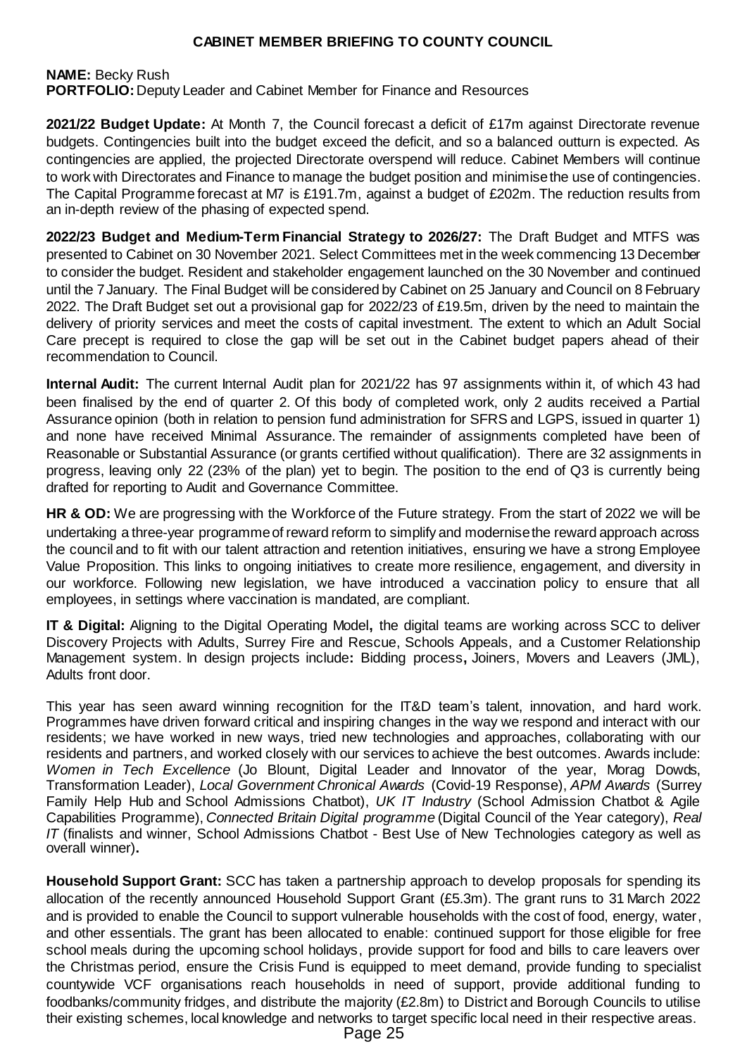# CABINET MEMBER BRIEFING TO COUNTY COUNCIL

**NAME:** Becky Rush
**PORTFOLIO:** Deputy Leader and Cabinet Member for Finance and Resources

**2021/22 Budget Update:** At Month 7, the Council forecast a deficit of £17m against Directorate revenue budgets. Contingencies built into the budget exceed the deficit, and so a balanced outturn is expected. As contingencies are applied, the projected Directorate overspend will reduce. Cabinet Members will continue to work with Directorates and Finance to manage the budget position and minimise the use of contingencies. The Capital Programme forecast at M7 is £191.7m, against a budget of £202m. The reduction results from an in-depth review of the phasing of expected spend.

**2022/23 Budget and Medium-Term Financial Strategy to 2026/27:** The Draft Budget and MTFS was presented to Cabinet on 30 November 2021. Select Committees met in the week commencing 13 December to consider the budget. Resident and stakeholder engagement launched on the 30 November and continued until the 7 January. The Final Budget will be considered by Cabinet on 25 January and Council on 8 February 2022. The Draft Budget set out a provisional gap for 2022/23 of £19.5m, driven by the need to maintain the delivery of priority services and meet the costs of capital investment. The extent to which an Adult Social Care precept is required to close the gap will be set out in the Cabinet budget papers ahead of their recommendation to Council.

**Internal Audit:** The current Internal Audit plan for 2021/22 has 97 assignments within it, of which 43 had been finalised by the end of quarter 2. Of this body of completed work, only 2 audits received a Partial Assurance opinion (both in relation to pension fund administration for SFRS and LGPS, issued in quarter 1) and none have received Minimal Assurance. The remainder of assignments completed have been of Reasonable or Substantial Assurance (or grants certified without qualification). There are 32 assignments in progress, leaving only 22 (23% of the plan) yet to begin. The position to the end of Q3 is currently being drafted for reporting to Audit and Governance Committee.

**HR & OD:** We are progressing with the Workforce of the Future strategy. From the start of 2022 we will be undertaking a three-year programme of reward reform to simplify and modernise the reward approach across the council and to fit with our talent attraction and retention initiatives, ensuring we have a strong Employee Value Proposition. This links to ongoing initiatives to create more resilience, engagement, and diversity in our workforce. Following new legislation, we have introduced a vaccination policy to ensure that all employees, in settings where vaccination is mandated, are compliant.

**IT & Digital:** Aligning to the Digital Operating Model**,** the digital teams are working across SCC to deliver Discovery Projects with Adults, Surrey Fire and Rescue, Schools Appeals, and a Customer Relationship Management system. In design projects include**:** Bidding process**,** Joiners, Movers and Leavers (JML), Adults front door.

This year has seen award winning recognition for the IT&D team's talent, innovation, and hard work. Programmes have driven forward critical and inspiring changes in the way we respond and interact with our residents; we have worked in new ways, tried new technologies and approaches, collaborating with our residents and partners, and worked closely with our services to achieve the best outcomes. Awards include: *Women in Tech Excellence* (Jo Blount, Digital Leader and Innovator of the year, Morag Dowds, Transformation Leader), *Local Government Chronical Awards* (Covid-19 Response), *APM Awards* (Surrey Family Help Hub and School Admissions Chatbot), *UK IT Industry* (School Admission Chatbot & Agile Capabilities Programme), *Connected Britain Digital programme* (Digital Council of the Year category), *Real IT* (finalists and winner, School Admissions Chatbot - Best Use of New Technologies category as well as overall winner)**.**

**Household Support Grant:** SCC has taken a partnership approach to develop proposals for spending its allocation of the recently announced Household Support Grant (£5.3m). The grant runs to 31 March 2022 and is provided to enable the Council to support vulnerable households with the cost of food, energy, water, and other essentials. The grant has been allocated to enable: continued support for those eligible for free school meals during the upcoming school holidays, provide support for food and bills to care leavers over the Christmas period, ensure the Crisis Fund is equipped to meet demand, provide funding to specialist countywide VCF organisations reach households in need of support, provide additional funding to foodbanks/community fridges, and distribute the majority (£2.8m) to District and Borough Councils to utilise their existing schemes, local knowledge and networks to target specific local need in their respective areas.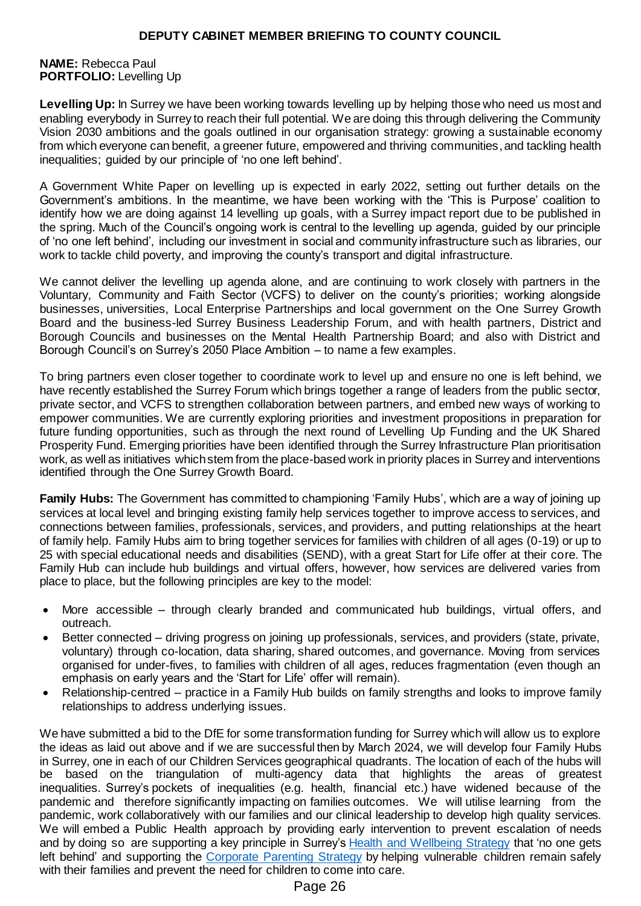**DEPUTY CABINET MEMBER BRIEFING TO COUNTY COUNCIL**

**NAME:** Rebecca Paul
**PORTFOLIO:** Levelling Up

**Levelling Up:** In Surrey we have been working towards levelling up by helping those who need us most and enabling everybody in Surrey to reach their full potential. We are doing this through delivering the Community Vision 2030 ambitions and the goals outlined in our organisation strategy: growing a sustainable economy from which everyone can benefit, a greener future, empowered and thriving communities, and tackling health inequalities; guided by our principle of 'no one left behind'.

A Government White Paper on levelling up is expected in early 2022, setting out further details on the Government's ambitions. In the meantime, we have been working with the 'This is Purpose' coalition to identify how we are doing against 14 levelling up goals, with a Surrey impact report due to be published in the spring. Much of the Council's ongoing work is central to the levelling up agenda, guided by our principle of 'no one left behind', including our investment in social and community infrastructure such as libraries, our work to tackle child poverty, and improving the county's transport and digital infrastructure.

We cannot deliver the levelling up agenda alone, and are continuing to work closely with partners in the Voluntary, Community and Faith Sector (VCFS) to deliver on the county's priorities; working alongside businesses, universities, Local Enterprise Partnerships and local government on the One Surrey Growth Board and the business-led Surrey Business Leadership Forum, and with health partners, District and Borough Councils and businesses on the Mental Health Partnership Board; and also with District and Borough Council's on Surrey's 2050 Place Ambition – to name a few examples.

To bring partners even closer together to coordinate work to level up and ensure no one is left behind, we have recently established the Surrey Forum which brings together a range of leaders from the public sector, private sector, and VCFS to strengthen collaboration between partners, and embed new ways of working to empower communities. We are currently exploring priorities and investment propositions in preparation for future funding opportunities, such as through the next round of Levelling Up Funding and the UK Shared Prosperity Fund. Emerging priorities have been identified through the Surrey Infrastructure Plan prioritisation work, as well as initiatives which stem from the place-based work in priority places in Surrey and interventions identified through the One Surrey Growth Board.

**Family Hubs:** The Government has committed to championing 'Family Hubs', which are a way of joining up services at local level and bringing existing family help services together to improve access to services, and connections between families, professionals, services, and providers, and putting relationships at the heart of family help. Family Hubs aim to bring together services for families with children of all ages (0-19) or up to 25 with special educational needs and disabilities (SEND), with a great Start for Life offer at their core. The Family Hub can include hub buildings and virtual offers, however, how services are delivered varies from place to place, but the following principles are key to the model:

- More accessible – through clearly branded and communicated hub buildings, virtual offers, and outreach.
- Better connected – driving progress on joining up professionals, services, and providers (state, private, voluntary) through co-location, data sharing, shared outcomes, and governance. Moving from services organised for under-fives, to families with children of all ages, reduces fragmentation (even though an emphasis on early years and the 'Start for Life' offer will remain).
- Relationship-centred – practice in a Family Hub builds on family strengths and looks to improve family relationships to address underlying issues.

We have submitted a bid to the DfE for some transformation funding for Surrey which will allow us to explore the ideas as laid out above and if we are successful then by March 2024, we will develop four Family Hubs in Surrey, one in each of our Children Services geographical quadrants. The location of each of the hubs will be based on the triangulation of multi-agency data that highlights the areas of greatest inequalities. Surrey's pockets of inequalities (e.g. health, financial etc.) have widened because of the pandemic and therefore significantly impacting on families outcomes. We will utilise learning from the pandemic, work collaboratively with our families and our clinical leadership to develop high quality services. We will embed a Public Health approach by providing early intervention to prevent escalation of needs and by doing so are supporting a key principle in Surrey's Health and Wellbeing Strategy that 'no one gets left behind' and supporting the Corporate Parenting Strategy by helping vulnerable children remain safely with their families and prevent the need for children to come into care.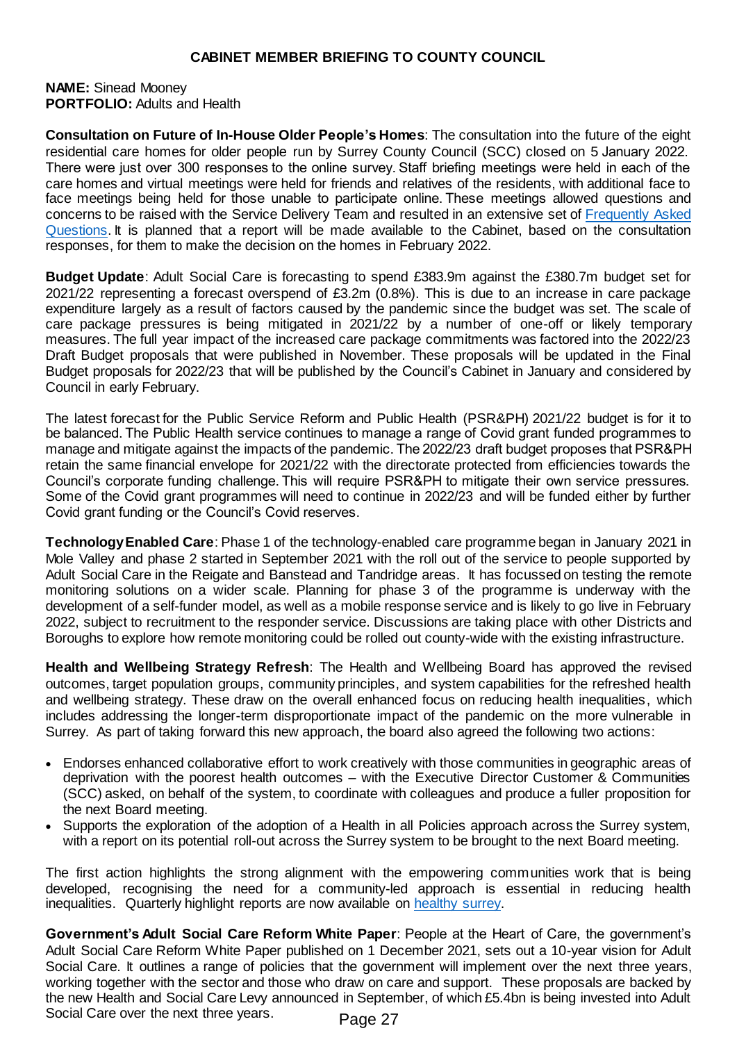## CABINET MEMBER BRIEFING TO COUNTY COUNCIL

**NAME:** Sinead Mooney
**PORTFOLIO:** Adults and Health

**Consultation on Future of In-House Older People's Homes**: The consultation into the future of the eight residential care homes for older people run by Surrey County Council (SCC) closed on 5 January 2022. There were just over 300 responses to the online survey. Staff briefing meetings were held in each of the care homes and virtual meetings were held for friends and relatives of the residents, with additional face to face meetings being held for those unable to participate online. These meetings allowed questions and concerns to be raised with the Service Delivery Team and resulted in an extensive set of [Frequently Asked Questions](). It is planned that a report will be made available to the Cabinet, based on the consultation responses, for them to make the decision on the homes in February 2022.

**Budget Update**: Adult Social Care is forecasting to spend £383.9m against the £380.7m budget set for 2021/22 representing a forecast overspend of £3.2m (0.8%). This is due to an increase in care package expenditure largely as a result of factors caused by the pandemic since the budget was set. The scale of care package pressures is being mitigated in 2021/22 by a number of one-off or likely temporary measures. The full year impact of the increased care package commitments was factored into the 2022/23 Draft Budget proposals that were published in November. These proposals will be updated in the Final Budget proposals for 2022/23 that will be published by the Council's Cabinet in January and considered by Council in early February.

The latest forecast for the Public Service Reform and Public Health (PSR&PH) 2021/22 budget is for it to be balanced. The Public Health service continues to manage a range of Covid grant funded programmes to manage and mitigate against the impacts of the pandemic. The 2022/23 draft budget proposes that PSR&PH retain the same financial envelope for 2021/22 with the directorate protected from efficiencies towards the Council's corporate funding challenge. This will require PSR&PH to mitigate their own service pressures. Some of the Covid grant programmes will need to continue in 2022/23 and will be funded either by further Covid grant funding or the Council's Covid reserves.

**Technology Enabled Care**: Phase 1 of the technology-enabled care programme began in January 2021 in Mole Valley and phase 2 started in September 2021 with the roll out of the service to people supported by Adult Social Care in the Reigate and Banstead and Tandridge areas. It has focussed on testing the remote monitoring solutions on a wider scale. Planning for phase 3 of the programme is underway with the development of a self-funder model, as well as a mobile response service and is likely to go live in February 2022, subject to recruitment to the responder service. Discussions are taking place with other Districts and Boroughs to explore how remote monitoring could be rolled out county-wide with the existing infrastructure.

**Health and Wellbeing Strategy Refresh**: The Health and Wellbeing Board has approved the revised outcomes, target population groups, community principles, and system capabilities for the refreshed health and wellbeing strategy. These draw on the overall enhanced focus on reducing health inequalities, which includes addressing the longer-term disproportionate impact of the pandemic on the more vulnerable in Surrey. As part of taking forward this new approach, the board also agreed the following two actions:

- Endorses enhanced collaborative effort to work creatively with those communities in geographic areas of deprivation with the poorest health outcomes – with the Executive Director Customer & Communities (SCC) asked, on behalf of the system, to coordinate with colleagues and produce a fuller proposition for the next Board meeting.
- Supports the exploration of the adoption of a Health in all Policies approach across the Surrey system, with a report on its potential roll-out across the Surrey system to be brought to the next Board meeting.

The first action highlights the strong alignment with the empowering communities work that is being developed, recognising the need for a community-led approach is essential in reducing health inequalities. Quarterly highlight reports are now available on [healthy surrey]().

**Government's Adult Social Care Reform White Paper**: People at the Heart of Care, the government's Adult Social Care Reform White Paper published on 1 December 2021, sets out a 10-year vision for Adult Social Care. It outlines a range of policies that the government will implement over the next three years, working together with the sector and those who draw on care and support. These proposals are backed by the new Health and Social Care Levy announced in September, of which £5.4bn is being invested into Adult Social Care over the next three years.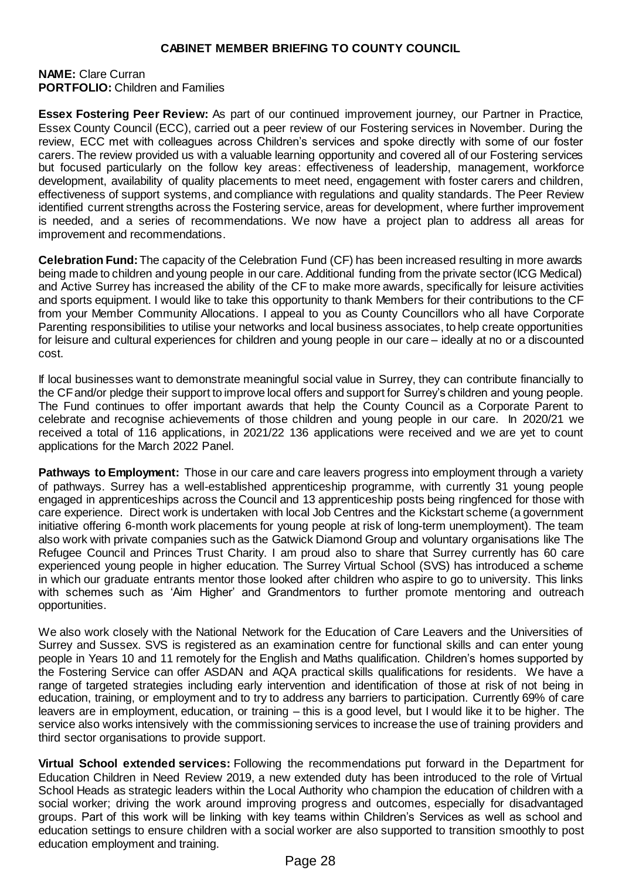**CABINET MEMBER BRIEFING TO COUNTY COUNCIL**

**NAME:** Clare Curran
**PORTFOLIO:** Children and Families

**Essex Fostering Peer Review:** As part of our continued improvement journey, our Partner in Practice, Essex County Council (ECC), carried out a peer review of our Fostering services in November. During the review, ECC met with colleagues across Children's services and spoke directly with some of our foster carers. The review provided us with a valuable learning opportunity and covered all of our Fostering services but focused particularly on the follow key areas: effectiveness of leadership, management, workforce development, availability of quality placements to meet need, engagement with foster carers and children, effectiveness of support systems, and compliance with regulations and quality standards. The Peer Review identified current strengths across the Fostering service, areas for development, where further improvement is needed, and a series of recommendations. We now have a project plan to address all areas for improvement and recommendations.

**Celebration Fund:** The capacity of the Celebration Fund (CF) has been increased resulting in more awards being made to children and young people in our care. Additional funding from the private sector (ICG Medical) and Active Surrey has increased the ability of the CF to make more awards, specifically for leisure activities and sports equipment. I would like to take this opportunity to thank Members for their contributions to the CF from your Member Community Allocations. I appeal to you as County Councillors who all have Corporate Parenting responsibilities to utilise your networks and local business associates, to help create opportunities for leisure and cultural experiences for children and young people in our care – ideally at no or a discounted cost.

If local businesses want to demonstrate meaningful social value in Surrey, they can contribute financially to the CF and/or pledge their support to improve local offers and support for Surrey's children and young people. The Fund continues to offer important awards that help the County Council as a Corporate Parent to celebrate and recognise achievements of those children and young people in our care. In 2020/21 we received a total of 116 applications, in 2021/22 136 applications were received and we are yet to count applications for the March 2022 Panel.

**Pathways to Employment:** Those in our care and care leavers progress into employment through a variety of pathways. Surrey has a well-established apprenticeship programme, with currently 31 young people engaged in apprenticeships across the Council and 13 apprenticeship posts being ringfenced for those with care experience. Direct work is undertaken with local Job Centres and the Kickstart scheme (a government initiative offering 6-month work placements for young people at risk of long-term unemployment). The team also work with private companies such as the Gatwick Diamond Group and voluntary organisations like The Refugee Council and Princes Trust Charity. I am proud also to share that Surrey currently has 60 care experienced young people in higher education. The Surrey Virtual School (SVS) has introduced a scheme in which our graduate entrants mentor those looked after children who aspire to go to university. This links with schemes such as 'Aim Higher' and Grandmentors to further promote mentoring and outreach opportunities.

We also work closely with the National Network for the Education of Care Leavers and the Universities of Surrey and Sussex. SVS is registered as an examination centre for functional skills and can enter young people in Years 10 and 11 remotely for the English and Maths qualification. Children's homes supported by the Fostering Service can offer ASDAN and AQA practical skills qualifications for residents. We have a range of targeted strategies including early intervention and identification of those at risk of not being in education, training, or employment and to try to address any barriers to participation. Currently 69% of care leavers are in employment, education, or training – this is a good level, but I would like it to be higher. The service also works intensively with the commissioning services to increase the use of training providers and third sector organisations to provide support.

**Virtual School extended services:** Following the recommendations put forward in the Department for Education Children in Need Review 2019, a new extended duty has been introduced to the role of Virtual School Heads as strategic leaders within the Local Authority who champion the education of children with a social worker; driving the work around improving progress and outcomes, especially for disadvantaged groups. Part of this work will be linking with key teams within Children's Services as well as school and education settings to ensure children with a social worker are also supported to transition smoothly to post education employment and training.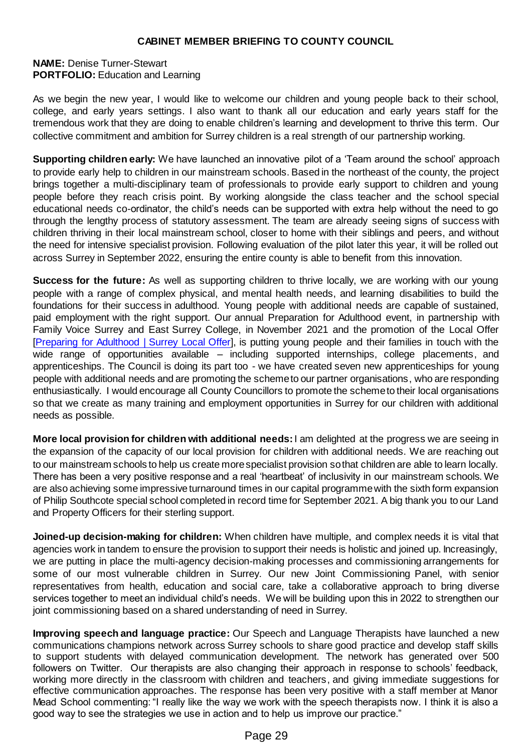# CABINET MEMBER BRIEFING TO COUNTY COUNCIL

**NAME:** Denise Turner-Stewart
**PORTFOLIO:** Education and Learning

As we begin the new year, I would like to welcome our children and young people back to their school, college, and early years settings. I also want to thank all our education and early years staff for the tremendous work that they are doing to enable children's learning and development to thrive this term. Our collective commitment and ambition for Surrey children is a real strength of our partnership working.

**Supporting children early:** We have launched an innovative pilot of a 'Team around the school' approach to provide early help to children in our mainstream schools. Based in the northeast of the county, the project brings together a multi-disciplinary team of professionals to provide early support to children and young people before they reach crisis point. By working alongside the class teacher and the school special educational needs co-ordinator, the child's needs can be supported with extra help without the need to go through the lengthy process of statutory assessment. The team are already seeing signs of success with children thriving in their local mainstream school, closer to home with their siblings and peers, and without the need for intensive specialist provision. Following evaluation of the pilot later this year, it will be rolled out across Surrey in September 2022, ensuring the entire county is able to benefit from this innovation.

**Success for the future:** As well as supporting children to thrive locally, we are working with our young people with a range of complex physical, and mental health needs, and learning disabilities to build the foundations for their success in adulthood. Young people with additional needs are capable of sustained, paid employment with the right support. Our annual Preparation for Adulthood event, in partnership with Family Voice Surrey and East Surrey College, in November 2021 and the promotion of the Local Offer [Preparing for Adulthood | Surrey Local Offer], is putting young people and their families in touch with the wide range of opportunities available – including supported internships, college placements, and apprenticeships. The Council is doing its part too - we have created seven new apprenticeships for young people with additional needs and are promoting the scheme to our partner organisations, who are responding enthusiastically. I would encourage all County Councillors to promote the scheme to their local organisations so that we create as many training and employment opportunities in Surrey for our children with additional needs as possible.

**More local provision for children with additional needs:** I am delighted at the progress we are seeing in the expansion of the capacity of our local provision for children with additional needs. We are reaching out to our mainstream schools to help us create more specialist provision so that children are able to learn locally. There has been a very positive response and a real 'heartbeat' of inclusivity in our mainstream schools. We are also achieving some impressive turnaround times in our capital programme with the sixth form expansion of Philip Southcote special school completed in record time for September 2021. A big thank you to our Land and Property Officers for their sterling support.

**Joined-up decision-making for children:** When children have multiple, and complex needs it is vital that agencies work in tandem to ensure the provision to support their needs is holistic and joined up. Increasingly, we are putting in place the multi-agency decision-making processes and commissioning arrangements for some of our most vulnerable children in Surrey. Our new Joint Commissioning Panel, with senior representatives from health, education and social care, take a collaborative approach to bring diverse services together to meet an individual child's needs. We will be building upon this in 2022 to strengthen our joint commissioning based on a shared understanding of need in Surrey.

**Improving speech and language practice:** Our Speech and Language Therapists have launched a new communications champions network across Surrey schools to share good practice and develop staff skills to support students with delayed communication development. The network has generated over 500 followers on Twitter. Our therapists are also changing their approach in response to schools' feedback, working more directly in the classroom with children and teachers, and giving immediate suggestions for effective communication approaches. The response has been very positive with a staff member at Manor Mead School commenting: "I really like the way we work with the speech therapists now. I think it is also a good way to see the strategies we use in action and to help us improve our practice."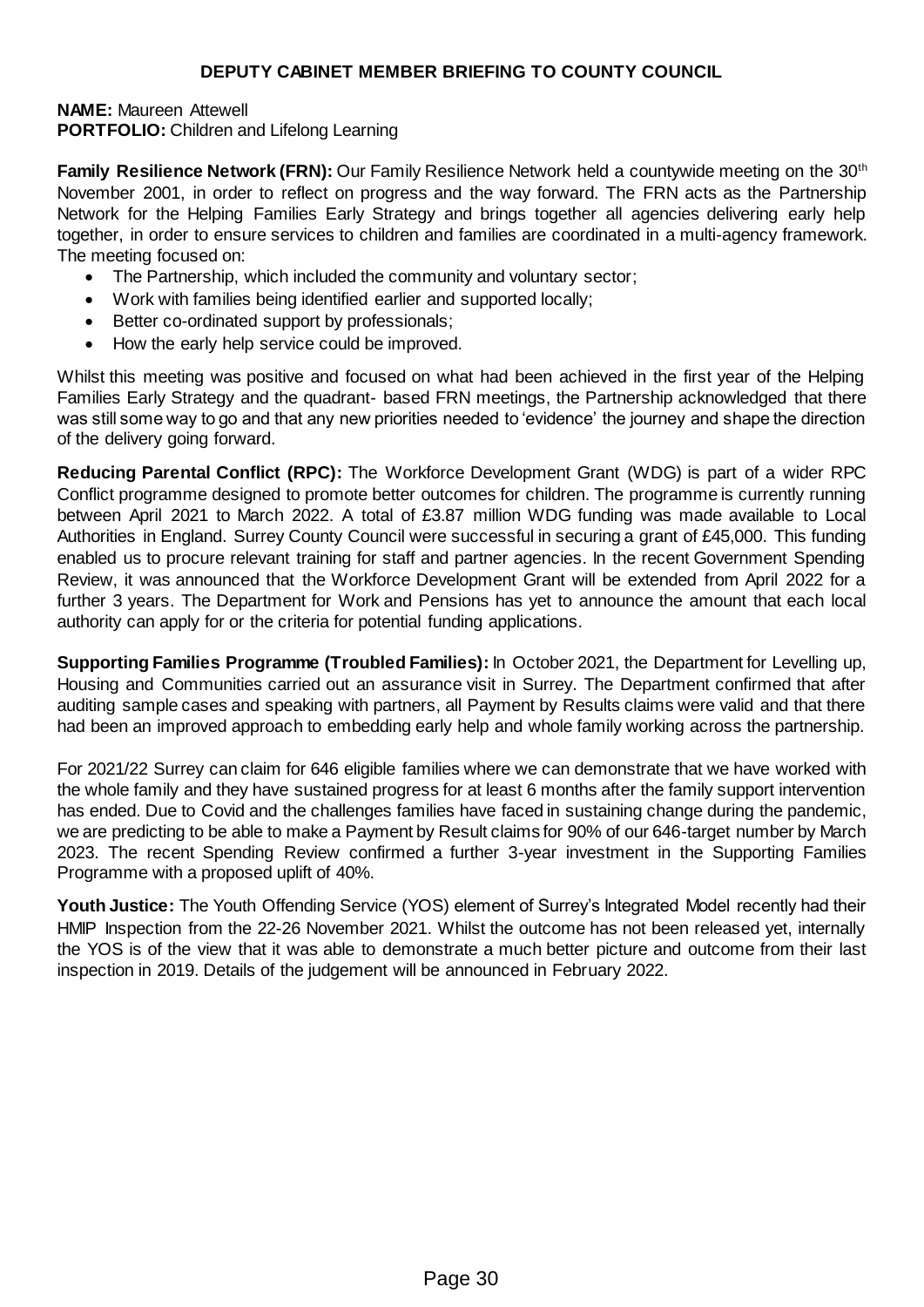**DEPUTY CABINET MEMBER BRIEFING TO COUNTY COUNCIL**

**NAME:** Maureen Attewell
**PORTFOLIO:** Children and Lifelong Learning

**Family Resilience Network (FRN):** Our Family Resilience Network held a countywide meeting on the 30th November 2001, in order to reflect on progress and the way forward. The FRN acts as the Partnership Network for the Helping Families Early Strategy and brings together all agencies delivering early help together, in order to ensure services to children and families are coordinated in a multi-agency framework. The meeting focused on:

- The Partnership, which included the community and voluntary sector;
- Work with families being identified earlier and supported locally;
- Better co-ordinated support by professionals;
- How the early help service could be improved.

Whilst this meeting was positive and focused on what had been achieved in the first year of the Helping Families Early Strategy and the quadrant- based FRN meetings, the Partnership acknowledged that there was still some way to go and that any new priorities needed to 'evidence' the journey and shape the direction of the delivery going forward.

**Reducing Parental Conflict (RPC):** The Workforce Development Grant (WDG) is part of a wider RPC Conflict programme designed to promote better outcomes for children. The programme is currently running between April 2021 to March 2022. A total of £3.87 million WDG funding was made available to Local Authorities in England. Surrey County Council were successful in securing a grant of £45,000. This funding enabled us to procure relevant training for staff and partner agencies. In the recent Government Spending Review, it was announced that the Workforce Development Grant will be extended from April 2022 for a further 3 years. The Department for Work and Pensions has yet to announce the amount that each local authority can apply for or the criteria for potential funding applications.

**Supporting Families Programme (Troubled Families):** In October 2021, the Department for Levelling up, Housing and Communities carried out an assurance visit in Surrey. The Department confirmed that after auditing sample cases and speaking with partners, all Payment by Results claims were valid and that there had been an improved approach to embedding early help and whole family working across the partnership.

For 2021/22 Surrey can claim for 646 eligible families where we can demonstrate that we have worked with the whole family and they have sustained progress for at least 6 months after the family support intervention has ended. Due to Covid and the challenges families have faced in sustaining change during the pandemic, we are predicting to be able to make a Payment by Result claims for 90% of our 646-target number by March 2023. The recent Spending Review confirmed a further 3-year investment in the Supporting Families Programme with a proposed uplift of 40%.

**Youth Justice:** The Youth Offending Service (YOS) element of Surrey's Integrated Model recently had their HMIP Inspection from the 22-26 November 2021. Whilst the outcome has not been released yet, internally the YOS is of the view that it was able to demonstrate a much better picture and outcome from their last inspection in 2019. Details of the judgement will be announced in February 2022.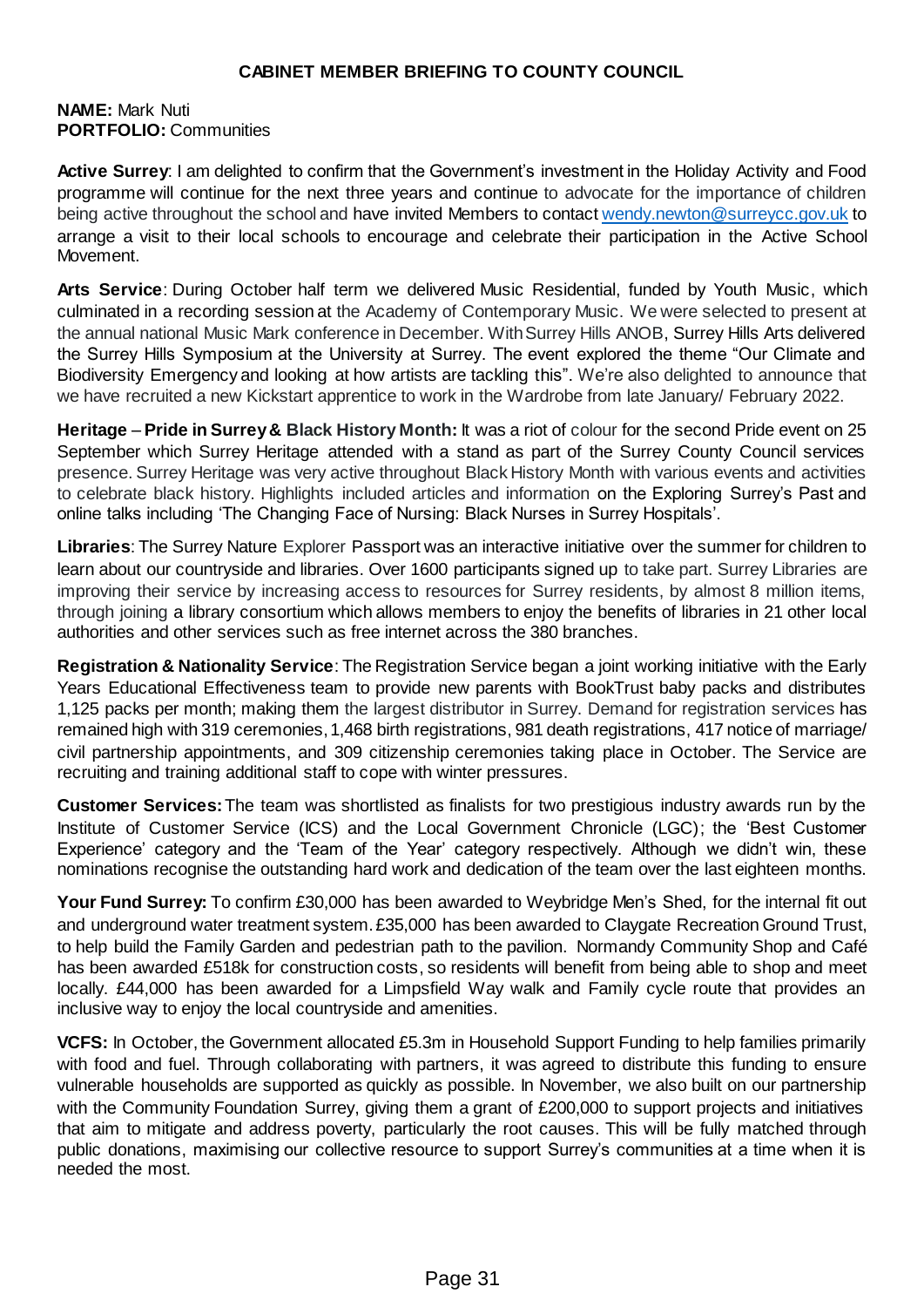# CABINET MEMBER BRIEFING TO COUNTY COUNCIL

**NAME:** Mark Nuti
**PORTFOLIO:** Communities

**Active Surrey**: I am delighted to confirm that the Government's investment in the Holiday Activity and Food programme will continue for the next three years and continue to advocate for the importance of children being active throughout the school and have invited Members to contact wendy.newton@surreycc.gov.uk to arrange a visit to their local schools to encourage and celebrate their participation in the Active School Movement.

**Arts Service**: During October half term we delivered Music Residential, funded by Youth Music, which culminated in a recording session at the Academy of Contemporary Music. We were selected to present at the annual national Music Mark conference in December. With Surrey Hills ANOB, Surrey Hills Arts delivered the Surrey Hills Symposium at the University at Surrey. The event explored the theme "Our Climate and Biodiversity Emergency and looking at how artists are tackling this". We're also delighted to announce that we have recruited a new Kickstart apprentice to work in the Wardrobe from late January/ February 2022.

**Heritage – Pride in Surrey & Black History Month:** It was a riot of colour for the second Pride event on 25 September which Surrey Heritage attended with a stand as part of the Surrey County Council services presence. Surrey Heritage was very active throughout Black History Month with various events and activities to celebrate black history. Highlights included articles and information on the Exploring Surrey's Past and online talks including 'The Changing Face of Nursing: Black Nurses in Surrey Hospitals'.

**Libraries**: The Surrey Nature Explorer Passport was an interactive initiative over the summer for children to learn about our countryside and libraries. Over 1600 participants signed up to take part. Surrey Libraries are improving their service by increasing access to resources for Surrey residents, by almost 8 million items, through joining a library consortium which allows members to enjoy the benefits of libraries in 21 other local authorities and other services such as free internet across the 380 branches.

**Registration & Nationality Service**: The Registration Service began a joint working initiative with the Early Years Educational Effectiveness team to provide new parents with BookTrust baby packs and distributes 1,125 packs per month; making them the largest distributor in Surrey. Demand for registration services has remained high with 319 ceremonies, 1,468 birth registrations, 981 death registrations, 417 notice of marriage/ civil partnership appointments, and 309 citizenship ceremonies taking place in October. The Service are recruiting and training additional staff to cope with winter pressures.

**Customer Services:** The team was shortlisted as finalists for two prestigious industry awards run by the Institute of Customer Service (ICS) and the Local Government Chronicle (LGC); the 'Best Customer Experience' category and the 'Team of the Year' category respectively. Although we didn't win, these nominations recognise the outstanding hard work and dedication of the team over the last eighteen months.

**Your Fund Surrey:** To confirm £30,000 has been awarded to Weybridge Men's Shed, for the internal fit out and underground water treatment system. £35,000 has been awarded to Claygate Recreation Ground Trust, to help build the Family Garden and pedestrian path to the pavilion. Normandy Community Shop and Café has been awarded £518k for construction costs, so residents will benefit from being able to shop and meet locally. £44,000 has been awarded for a Limpsfield Way walk and Family cycle route that provides an inclusive way to enjoy the local countryside and amenities.

**VCFS:** In October, the Government allocated £5.3m in Household Support Funding to help families primarily with food and fuel. Through collaborating with partners, it was agreed to distribute this funding to ensure vulnerable households are supported as quickly as possible. In November, we also built on our partnership with the Community Foundation Surrey, giving them a grant of £200,000 to support projects and initiatives that aim to mitigate and address poverty, particularly the root causes. This will be fully matched through public donations, maximising our collective resource to support Surrey's communities at a time when it is needed the most.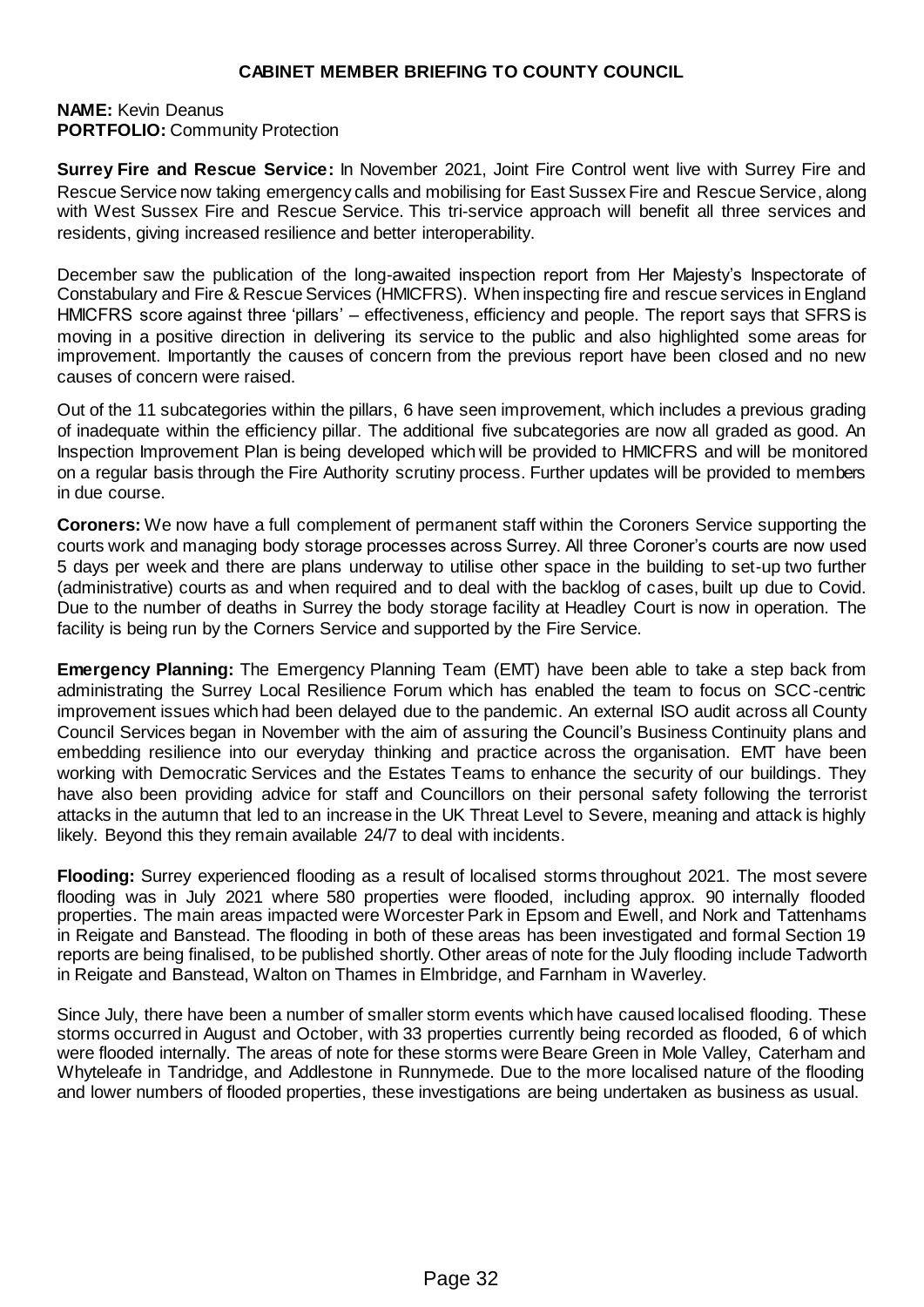# CABINET MEMBER BRIEFING TO COUNTY COUNCIL

**NAME:** Kevin Deanus
**PORTFOLIO:** Community Protection

**Surrey Fire and Rescue Service:** In November 2021, Joint Fire Control went live with Surrey Fire and Rescue Service now taking emergency calls and mobilising for East Sussex Fire and Rescue Service, along with West Sussex Fire and Rescue Service. This tri-service approach will benefit all three services and residents, giving increased resilience and better interoperability.

December saw the publication of the long-awaited inspection report from Her Majesty's Inspectorate of Constabulary and Fire & Rescue Services (HMICFRS). When inspecting fire and rescue services in England HMICFRS score against three 'pillars' – effectiveness, efficiency and people. The report says that SFRS is moving in a positive direction in delivering its service to the public and also highlighted some areas for improvement. Importantly the causes of concern from the previous report have been closed and no new causes of concern were raised.

Out of the 11 subcategories within the pillars, 6 have seen improvement, which includes a previous grading of inadequate within the efficiency pillar. The additional five subcategories are now all graded as good. An Inspection Improvement Plan is being developed which will be provided to HMICFRS and will be monitored on a regular basis through the Fire Authority scrutiny process. Further updates will be provided to members in due course.

**Coroners:** We now have a full complement of permanent staff within the Coroners Service supporting the courts work and managing body storage processes across Surrey. All three Coroner's courts are now used 5 days per week and there are plans underway to utilise other space in the building to set-up two further (administrative) courts as and when required and to deal with the backlog of cases, built up due to Covid. Due to the number of deaths in Surrey the body storage facility at Headley Court is now in operation. The facility is being run by the Corners Service and supported by the Fire Service.

**Emergency Planning:** The Emergency Planning Team (EMT) have been able to take a step back from administrating the Surrey Local Resilience Forum which has enabled the team to focus on SCC-centric improvement issues which had been delayed due to the pandemic. An external ISO audit across all County Council Services began in November with the aim of assuring the Council's Business Continuity plans and embedding resilience into our everyday thinking and practice across the organisation. EMT have been working with Democratic Services and the Estates Teams to enhance the security of our buildings. They have also been providing advice for staff and Councillors on their personal safety following the terrorist attacks in the autumn that led to an increase in the UK Threat Level to Severe, meaning and attack is highly likely. Beyond this they remain available 24/7 to deal with incidents.

**Flooding:** Surrey experienced flooding as a result of localised storms throughout 2021. The most severe flooding was in July 2021 where 580 properties were flooded, including approx. 90 internally flooded properties. The main areas impacted were Worcester Park in Epsom and Ewell, and Nork and Tattenhams in Reigate and Banstead. The flooding in both of these areas has been investigated and formal Section 19 reports are being finalised, to be published shortly. Other areas of note for the July flooding include Tadworth in Reigate and Banstead, Walton on Thames in Elmbridge, and Farnham in Waverley.

Since July, there have been a number of smaller storm events which have caused localised flooding. These storms occurred in August and October, with 33 properties currently being recorded as flooded, 6 of which were flooded internally. The areas of note for these storms were Beare Green in Mole Valley, Caterham and Whyteleafe in Tandridge, and Addlestone in Runnymede. Due to the more localised nature of the flooding and lower numbers of flooded properties, these investigations are being undertaken as business as usual.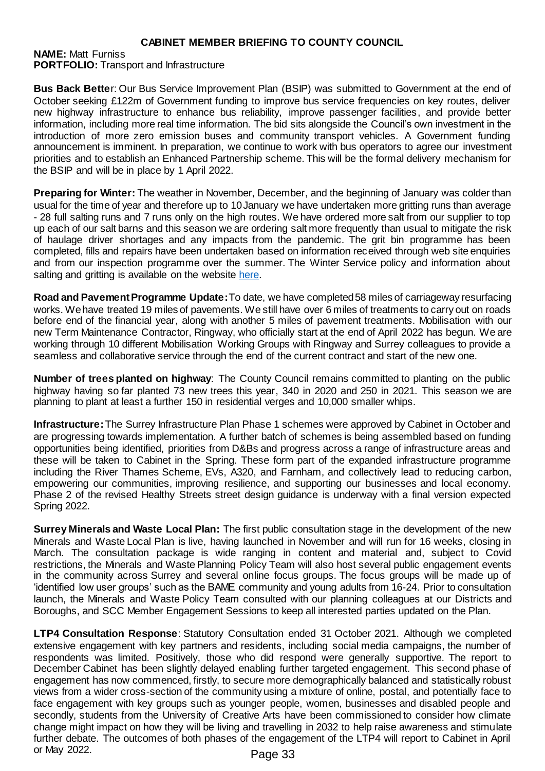# CABINET MEMBER BRIEFING TO COUNTY COUNCIL

**NAME:** Matt Furniss
**PORTFOLIO:** Transport and Infrastructure

**Bus Back Better**: Our Bus Service Improvement Plan (BSIP) was submitted to Government at the end of October seeking £122m of Government funding to improve bus service frequencies on key routes, deliver new highway infrastructure to enhance bus reliability, improve passenger facilities, and provide better information, including more real time information. The bid sits alongside the Council's own investment in the introduction of more zero emission buses and community transport vehicles. A Government funding announcement is imminent. In preparation, we continue to work with bus operators to agree our investment priorities and to establish an Enhanced Partnership scheme. This will be the formal delivery mechanism for the BSIP and will be in place by 1 April 2022.

**Preparing for Winter:** The weather in November, December, and the beginning of January was colder than usual for the time of year and therefore up to 10 January we have undertaken more gritting runs than average - 28 full salting runs and 7 runs only on the high routes. We have ordered more salt from our supplier to top up each of our salt barns and this season we are ordering salt more frequently than usual to mitigate the risk of haulage driver shortages and any impacts from the pandemic. The grit bin programme has been completed, fills and repairs have been undertaken based on information received through web site enquiries and from our inspection programme over the summer. The Winter Service policy and information about salting and gritting is available on the website here.

**Road and Pavement Programme Update:** To date, we have completed 58 miles of carriageway resurfacing works. We have treated 19 miles of pavements. We still have over 6 miles of treatments to carry out on roads before end of the financial year, along with another 5 miles of pavement treatments. Mobilisation with our new Term Maintenance Contractor, Ringway, who officially start at the end of April 2022 has begun. We are working through 10 different Mobilisation Working Groups with Ringway and Surrey colleagues to provide a seamless and collaborative service through the end of the current contract and start of the new one.

**Number of trees planted on highway**: The County Council remains committed to planting on the public highway having so far planted 73 new trees this year, 340 in 2020 and 250 in 2021. This season we are planning to plant at least a further 150 in residential verges and 10,000 smaller whips.

**Infrastructure:** The Surrey Infrastructure Plan Phase 1 schemes were approved by Cabinet in October and are progressing towards implementation. A further batch of schemes is being assembled based on funding opportunities being identified, priorities from D&Bs and progress across a range of infrastructure areas and these will be taken to Cabinet in the Spring. These form part of the expanded infrastructure programme including the River Thames Scheme, EVs, A320, and Farnham, and collectively lead to reducing carbon, empowering our communities, improving resilience, and supporting our businesses and local economy. Phase 2 of the revised Healthy Streets street design guidance is underway with a final version expected Spring 2022.

**Surrey Minerals and Waste Local Plan:** The first public consultation stage in the development of the new Minerals and Waste Local Plan is live, having launched in November and will run for 16 weeks, closing in March. The consultation package is wide ranging in content and material and, subject to Covid restrictions, the Minerals and Waste Planning Policy Team will also host several public engagement events in the community across Surrey and several online focus groups. The focus groups will be made up of 'identified low user groups' such as the BAME community and young adults from 16-24. Prior to consultation launch, the Minerals and Waste Policy Team consulted with our planning colleagues at our Districts and Boroughs, and SCC Member Engagement Sessions to keep all interested parties updated on the Plan.

**LTP4 Consultation Response**: Statutory Consultation ended 31 October 2021. Although we completed extensive engagement with key partners and residents, including social media campaigns, the number of respondents was limited. Positively, those who did respond were generally supportive. The report to December Cabinet has been slightly delayed enabling further targeted engagement. This second phase of engagement has now commenced, firstly, to secure more demographically balanced and statistically robust views from a wider cross-section of the community using a mixture of online, postal, and potentially face to face engagement with key groups such as younger people, women, businesses and disabled people and secondly, students from the University of Creative Arts have been commissioned to consider how climate change might impact on how they will be living and travelling in 2032 to help raise awareness and stimulate further debate. The outcomes of both phases of the engagement of the LTP4 will report to Cabinet in April or May 2022.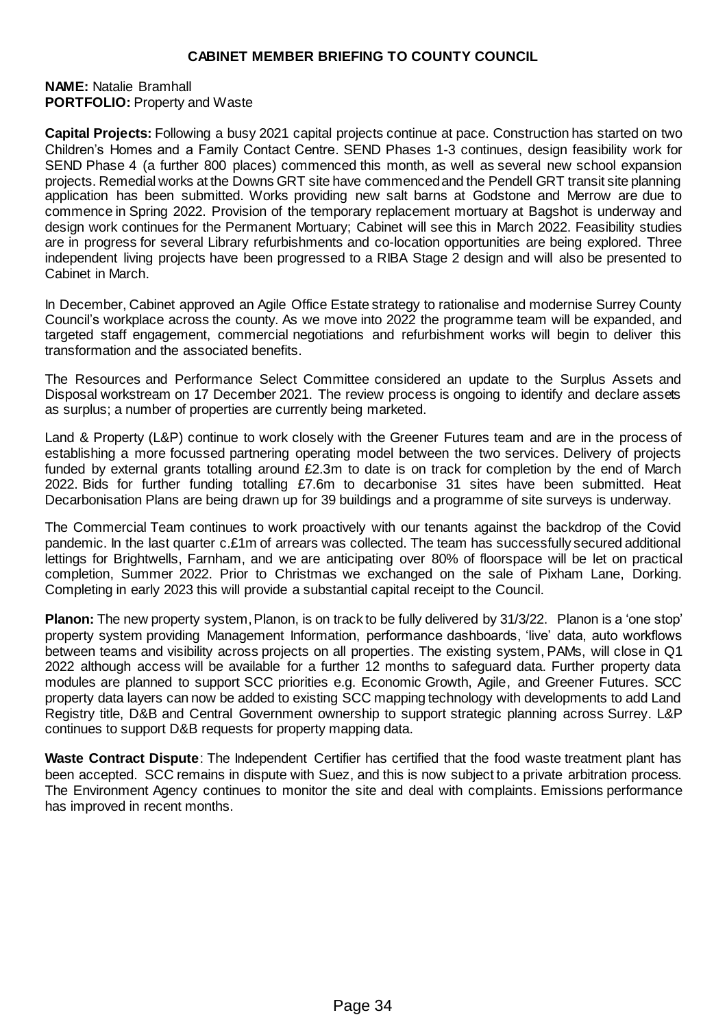# CABINET MEMBER BRIEFING TO COUNTY COUNCIL

**NAME:** Natalie Bramhall
**PORTFOLIO:** Property and Waste

**Capital Projects:** Following a busy 2021 capital projects continue at pace. Construction has started on two Children's Homes and a Family Contact Centre. SEND Phases 1-3 continues, design feasibility work for SEND Phase 4 (a further 800 places) commenced this month, as well as several new school expansion projects. Remedial works at the Downs GRT site have commenced and the Pendell GRT transit site planning application has been submitted. Works providing new salt barns at Godstone and Merrow are due to commence in Spring 2022. Provision of the temporary replacement mortuary at Bagshot is underway and design work continues for the Permanent Mortuary; Cabinet will see this in March 2022. Feasibility studies are in progress for several Library refurbishments and co-location opportunities are being explored. Three independent living projects have been progressed to a RIBA Stage 2 design and will also be presented to Cabinet in March.

In December, Cabinet approved an Agile Office Estate strategy to rationalise and modernise Surrey County Council's workplace across the county. As we move into 2022 the programme team will be expanded, and targeted staff engagement, commercial negotiations and refurbishment works will begin to deliver this transformation and the associated benefits.

The Resources and Performance Select Committee considered an update to the Surplus Assets and Disposal workstream on 17 December 2021. The review process is ongoing to identify and declare assets as surplus; a number of properties are currently being marketed.

Land & Property (L&P) continue to work closely with the Greener Futures team and are in the process of establishing a more focussed partnering operating model between the two services. Delivery of projects funded by external grants totalling around £2.3m to date is on track for completion by the end of March 2022. Bids for further funding totalling £7.6m to decarbonise 31 sites have been submitted. Heat Decarbonisation Plans are being drawn up for 39 buildings and a programme of site surveys is underway.

The Commercial Team continues to work proactively with our tenants against the backdrop of the Covid pandemic. In the last quarter c.£1m of arrears was collected. The team has successfully secured additional lettings for Brightwells, Farnham, and we are anticipating over 80% of floorspace will be let on practical completion, Summer 2022. Prior to Christmas we exchanged on the sale of Pixham Lane, Dorking. Completing in early 2023 this will provide a substantial capital receipt to the Council.

**Planon:** The new property system, Planon, is on track to be fully delivered by 31/3/22. Planon is a 'one stop' property system providing Management Information, performance dashboards, 'live' data, auto workflows between teams and visibility across projects on all properties. The existing system, PAMs, will close in Q1 2022 although access will be available for a further 12 months to safeguard data. Further property data modules are planned to support SCC priorities e.g. Economic Growth, Agile, and Greener Futures. SCC property data layers can now be added to existing SCC mapping technology with developments to add Land Registry title, D&B and Central Government ownership to support strategic planning across Surrey. L&P continues to support D&B requests for property mapping data.

**Waste Contract Dispute**: The Independent Certifier has certified that the food waste treatment plant has been accepted. SCC remains in dispute with Suez, and this is now subject to a private arbitration process. The Environment Agency continues to monitor the site and deal with complaints. Emissions performance has improved in recent months.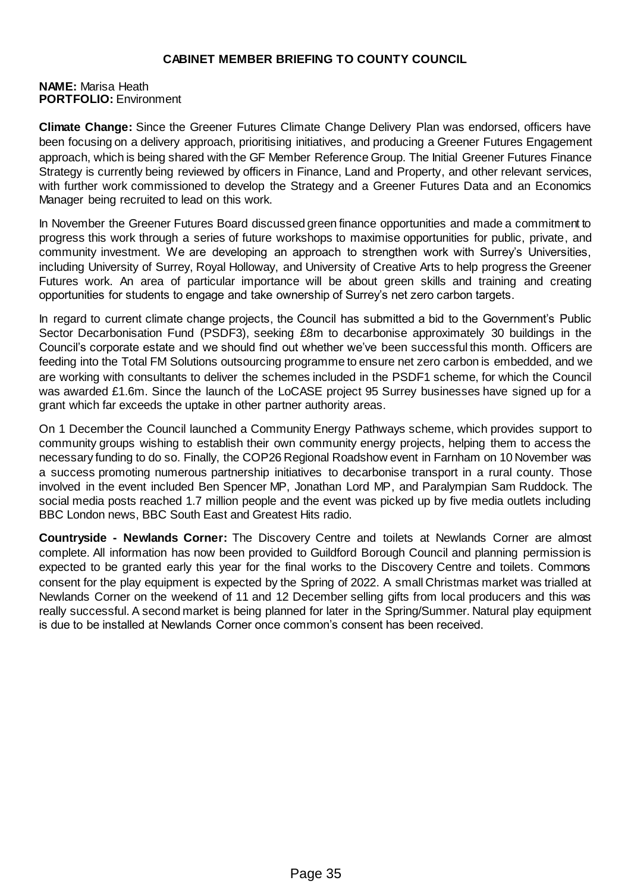**CABINET MEMBER BRIEFING TO COUNTY COUNCIL**

**NAME:** Marisa Heath
**PORTFOLIO:** Environment

**Climate Change:** Since the Greener Futures Climate Change Delivery Plan was endorsed, officers have been focusing on a delivery approach, prioritising initiatives, and producing a Greener Futures Engagement approach, which is being shared with the GF Member Reference Group. The Initial Greener Futures Finance Strategy is currently being reviewed by officers in Finance, Land and Property, and other relevant services, with further work commissioned to develop the Strategy and a Greener Futures Data and an Economics Manager being recruited to lead on this work.

In November the Greener Futures Board discussed green finance opportunities and made a commitment to progress this work through a series of future workshops to maximise opportunities for public, private, and community investment. We are developing an approach to strengthen work with Surrey's Universities, including University of Surrey, Royal Holloway, and University of Creative Arts to help progress the Greener Futures work. An area of particular importance will be about green skills and training and creating opportunities for students to engage and take ownership of Surrey's net zero carbon targets.

In regard to current climate change projects, the Council has submitted a bid to the Government's Public Sector Decarbonisation Fund (PSDF3), seeking £8m to decarbonise approximately 30 buildings in the Council's corporate estate and we should find out whether we've been successful this month. Officers are feeding into the Total FM Solutions outsourcing programme to ensure net zero carbon is embedded, and we are working with consultants to deliver the schemes included in the PSDF1 scheme, for which the Council was awarded £1.6m. Since the launch of the LoCASE project 95 Surrey businesses have signed up for a grant which far exceeds the uptake in other partner authority areas.

On 1 December the Council launched a Community Energy Pathways scheme, which provides support to community groups wishing to establish their own community energy projects, helping them to access the necessary funding to do so. Finally, the COP26 Regional Roadshow event in Farnham on 10 November was a success promoting numerous partnership initiatives to decarbonise transport in a rural county. Those involved in the event included Ben Spencer MP, Jonathan Lord MP, and Paralympian Sam Ruddock. The social media posts reached 1.7 million people and the event was picked up by five media outlets including BBC London news, BBC South East and Greatest Hits radio.

**Countryside - Newlands Corner:** The Discovery Centre and toilets at Newlands Corner are almost complete. All information has now been provided to Guildford Borough Council and planning permission is expected to be granted early this year for the final works to the Discovery Centre and toilets. Commons consent for the play equipment is expected by the Spring of 2022. A small Christmas market was trialled at Newlands Corner on the weekend of 11 and 12 December selling gifts from local producers and this was really successful. A second market is being planned for later in the Spring/Summer. Natural play equipment is due to be installed at Newlands Corner once common's consent has been received.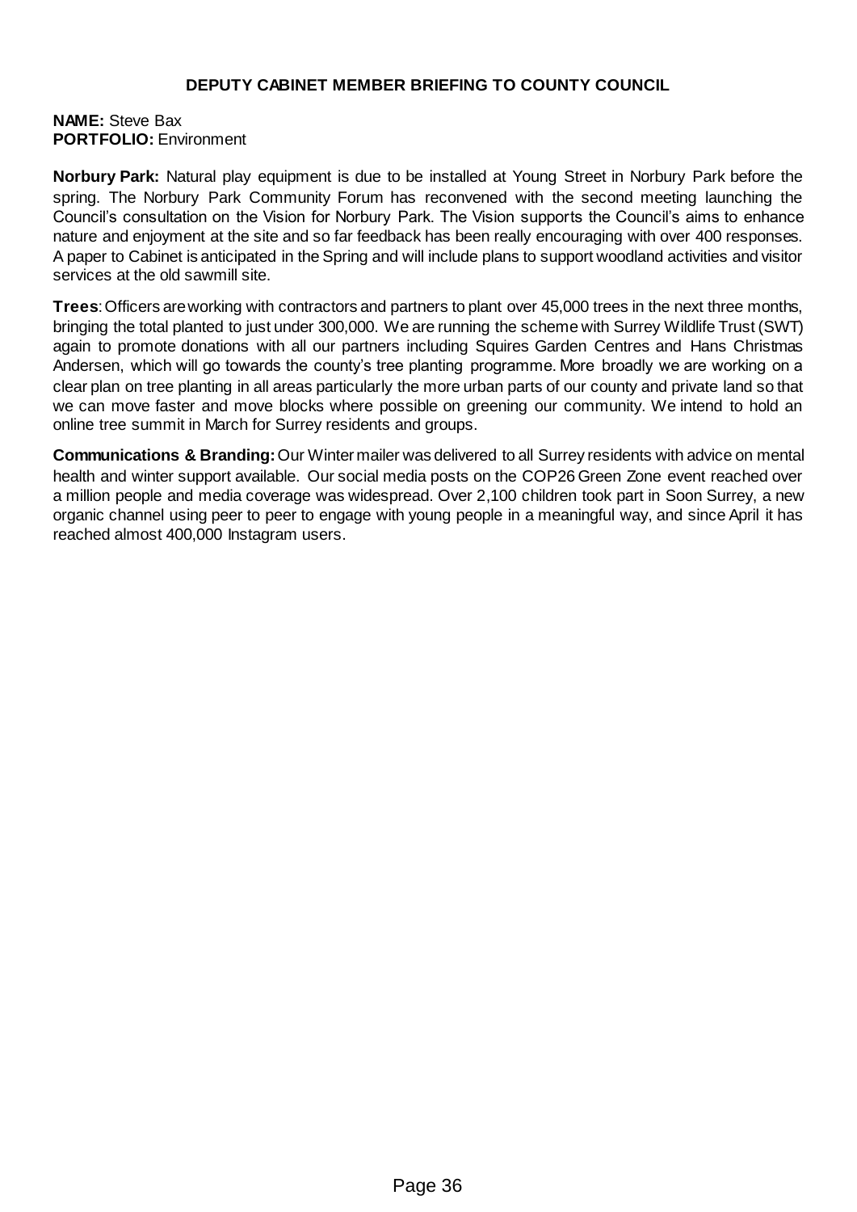**DEPUTY CABINET MEMBER BRIEFING TO COUNTY COUNCIL**

**NAME:** Steve Bax
**PORTFOLIO:** Environment

**Norbury Park:** Natural play equipment is due to be installed at Young Street in Norbury Park before the spring. The Norbury Park Community Forum has reconvened with the second meeting launching the Council's consultation on the Vision for Norbury Park. The Vision supports the Council's aims to enhance nature and enjoyment at the site and so far feedback has been really encouraging with over 400 responses. A paper to Cabinet is anticipated in the Spring and will include plans to support woodland activities and visitor services at the old sawmill site.

**Trees**: Officers are working with contractors and partners to plant over 45,000 trees in the next three months, bringing the total planted to just under 300,000. We are running the scheme with Surrey Wildlife Trust (SWT) again to promote donations with all our partners including Squires Garden Centres and Hans Christmas Andersen, which will go towards the county's tree planting programme. More broadly we are working on a clear plan on tree planting in all areas particularly the more urban parts of our county and private land so that we can move faster and move blocks where possible on greening our community. We intend to hold an online tree summit in March for Surrey residents and groups.

**Communications & Branding:** Our Winter mailer was delivered to all Surrey residents with advice on mental health and winter support available. Our social media posts on the COP26 Green Zone event reached over a million people and media coverage was widespread. Over 2,100 children took part in Soon Surrey, a new organic channel using peer to peer to engage with young people in a meaningful way, and since April it has reached almost 400,000 Instagram users.